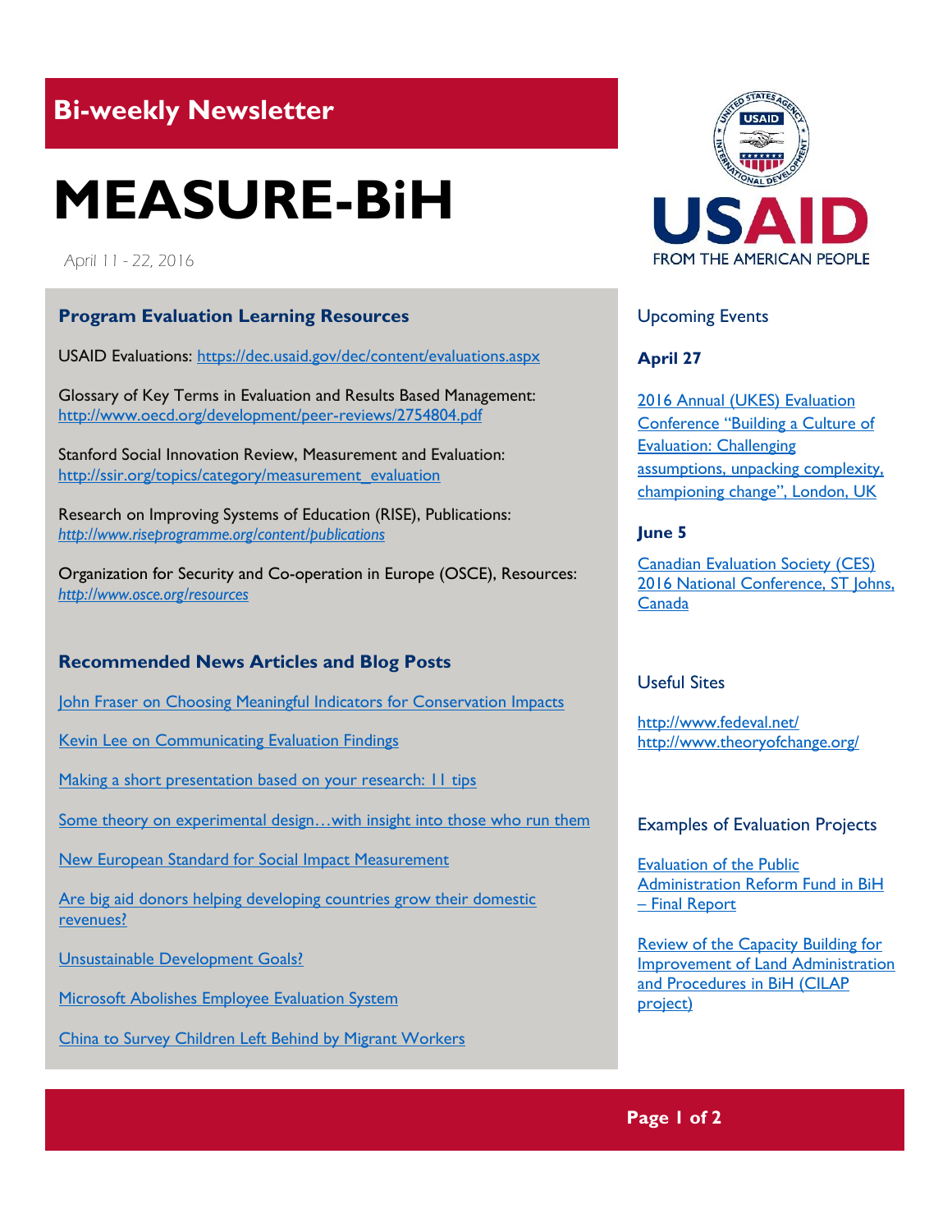## Bi-weekly Newsletter

# MEASURE-BiH

April 11 - 22, 2016

### Program Evaluation Learning Resources

USAID Evaluations: https://dec.usaid.gov/dec/content/evaluations.aspx

Glossary of Key Terms in Evaluation and Results Based Management: http://www.oecd.org/development/peer-reviews/2754804.pdf

Stanford Social Innovation Review, Measurement and Evaluation: http://ssir.org/topics/category/measurement_evaluation

Research on Improving Systems of Education (RISE), Publications: *http://www.riseprogramme.org/content/publications*

Organization for Security and Co-operation in Europe (OSCE), Resources: *http://www.osce.org/resources*

### Recommended News Articles and Blog Posts

John Fraser on Choosing Meaningful Indicators for Conservation Impacts

Kevin Lee on Communicating Evaluation Findings

Making a short presentation based on your research: 11 tips

Some theory on experimental design…with insight into those who run them

New European Standard for Social Impact Measurement

Are big aid donors helping developing countries grow their domestic revenues?

Unsustainable Development Goals?

Microsoft Abolishes Employee Evaluation System

China to Survey Children Left Behind by Migrant Workers

USAID FROM THE AMERICAN PEOPLE

### Upcoming Events

**April 27**

2016 Annual (UKES) Evaluation Conference "Building a Culture of Evaluation: Challenging assumptions, unpacking complexity, championing change", London, UK

**June 5**

Canadian Evaluation Society (CES) 2016 National Conference, ST Johns, Canada

### Useful Sites

http://www.fedeval.net/
http://www.theoryofchange.org/

### Examples of Evaluation Projects

Evaluation of the Public Administration Reform Fund in BiH – Final Report

Review of the Capacity Building for Improvement of Land Administration and Procedures in BiH (CILAP project)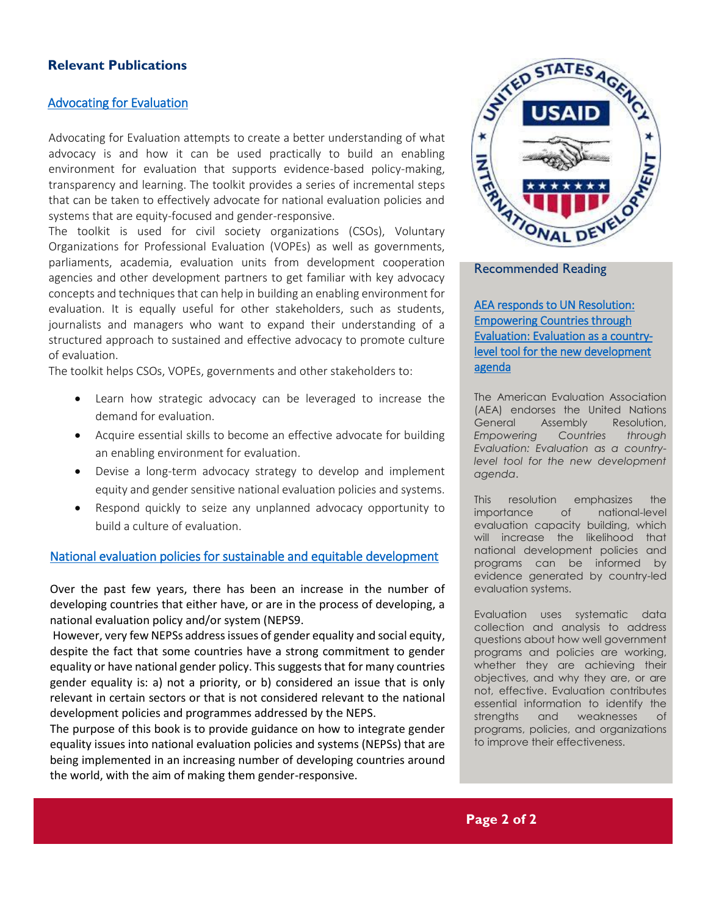## Relevant Publications

### Advocating for Evaluation

Advocating for Evaluation attempts to create a better understanding of what advocacy is and how it can be used practically to build an enabling environment for evaluation that supports evidence-based policy-making, transparency and learning. The toolkit provides a series of incremental steps that can be taken to effectively advocate for national evaluation policies and systems that are equity-focused and gender-responsive.

The toolkit is used for civil society organizations (CSOs), Voluntary Organizations for Professional Evaluation (VOPEs) as well as governments, parliaments, academia, evaluation units from development cooperation agencies and other development partners to get familiar with key advocacy concepts and techniques that can help in building an enabling environment for evaluation. It is equally useful for other stakeholders, such as students, journalists and managers who want to expand their understanding of a structured approach to sustained and effective advocacy to promote culture of evaluation.

The toolkit helps CSOs, VOPEs, governments and other stakeholders to:

- Learn how strategic advocacy can be leveraged to increase the demand for evaluation.
- Acquire essential skills to become an effective advocate for building an enabling environment for evaluation.
- Devise a long-term advocacy strategy to develop and implement equity and gender sensitive national evaluation policies and systems.
- Respond quickly to seize any unplanned advocacy opportunity to build a culture of evaluation.

### National evaluation policies for sustainable and equitable development

Over the past few years, there has been an increase in the number of developing countries that either have, or are in the process of developing, a national evaluation policy and/or system (NEPS9.

However, very few NEPSs address issues of gender equality and social equity, despite the fact that some countries have a strong commitment to gender equality or have national gender policy. This suggests that for many countries gender equality is: a) not a priority, or b) considered an issue that is only relevant in certain sectors or that is not considered relevant to the national development policies and programmes addressed by the NEPS.

The purpose of this book is to provide guidance on how to integrate gender equality issues into national evaluation policies and systems (NEPSs) that are being implemented in an increasing number of developing countries around the world, with the aim of making them gender-responsive.

## Recommended Reading

### AEA responds to UN Resolution: Empowering Countries through Evaluation: Evaluation as a country-level tool for the new development agenda

The American Evaluation Association (AEA) endorses the United Nations General Assembly Resolution, *Empowering Countries through Evaluation: Evaluation as a country-level tool for the new development agenda*.

This resolution emphasizes the importance of national-level evaluation capacity building, which will increase the likelihood that national development policies and programs can be informed by evidence generated by country-led evaluation systems.

Evaluation uses systematic data collection and analysis to address questions about how well government programs and policies are working, whether they are achieving their objectives, and why they are, or are not, effective. Evaluation contributes essential information to identify the strengths and weaknesses of programs, policies, and organizations to improve their effectiveness.